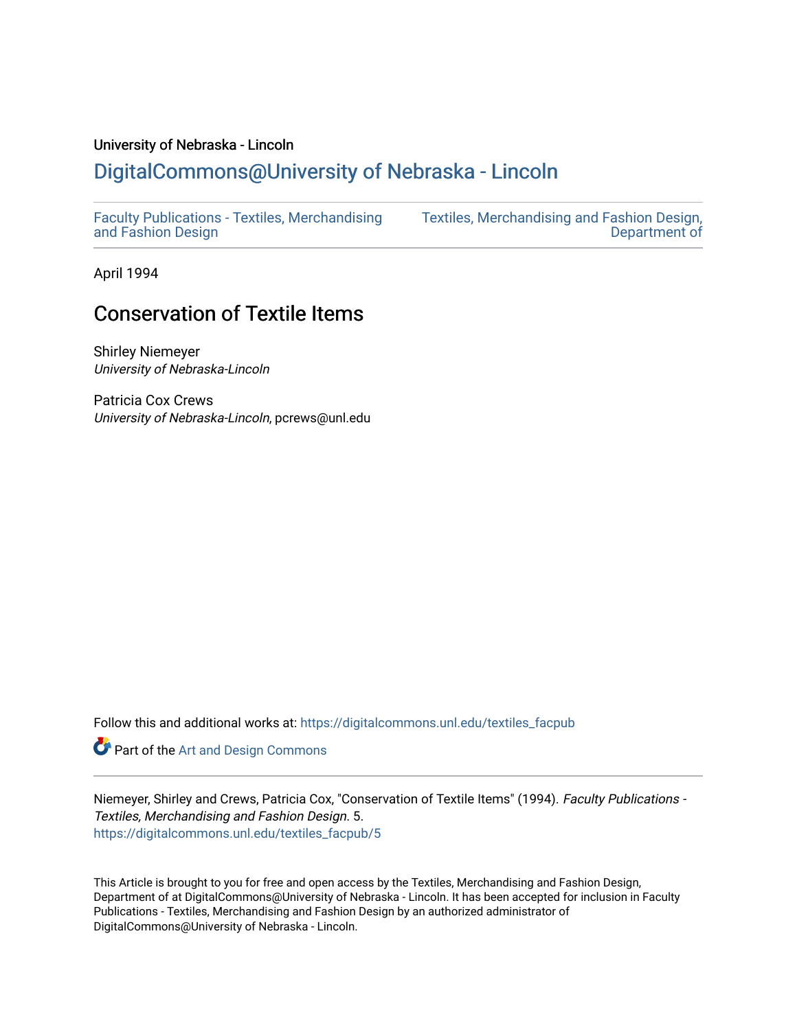University of Nebraska - Lincoln

# DigitalCommons@University of Nebraska - Lincoln

Faculty Publications - Textiles, Merchandising and Fashion Design

Textiles, Merchandising and Fashion Design, Department of

April 1994

## Conservation of Textile Items

Shirley Niemeyer
*University of Nebraska-Lincoln*

Patricia Cox Crews
*University of Nebraska-Lincoln*, pcrews@unl.edu

Follow this and additional works at: https://digitalcommons.unl.edu/textiles_facpub

Part of the Art and Design Commons

Niemeyer, Shirley and Crews, Patricia Cox, "Conservation of Textile Items" (1994). *Faculty Publications - Textiles, Merchandising and Fashion Design*. 5.
https://digitalcommons.unl.edu/textiles_facpub/5

This Article is brought to you for free and open access by the Textiles, Merchandising and Fashion Design, Department of at DigitalCommons@University of Nebraska - Lincoln. It has been accepted for inclusion in Faculty Publications - Textiles, Merchandising and Fashion Design by an authorized administrator of DigitalCommons@University of Nebraska - Lincoln.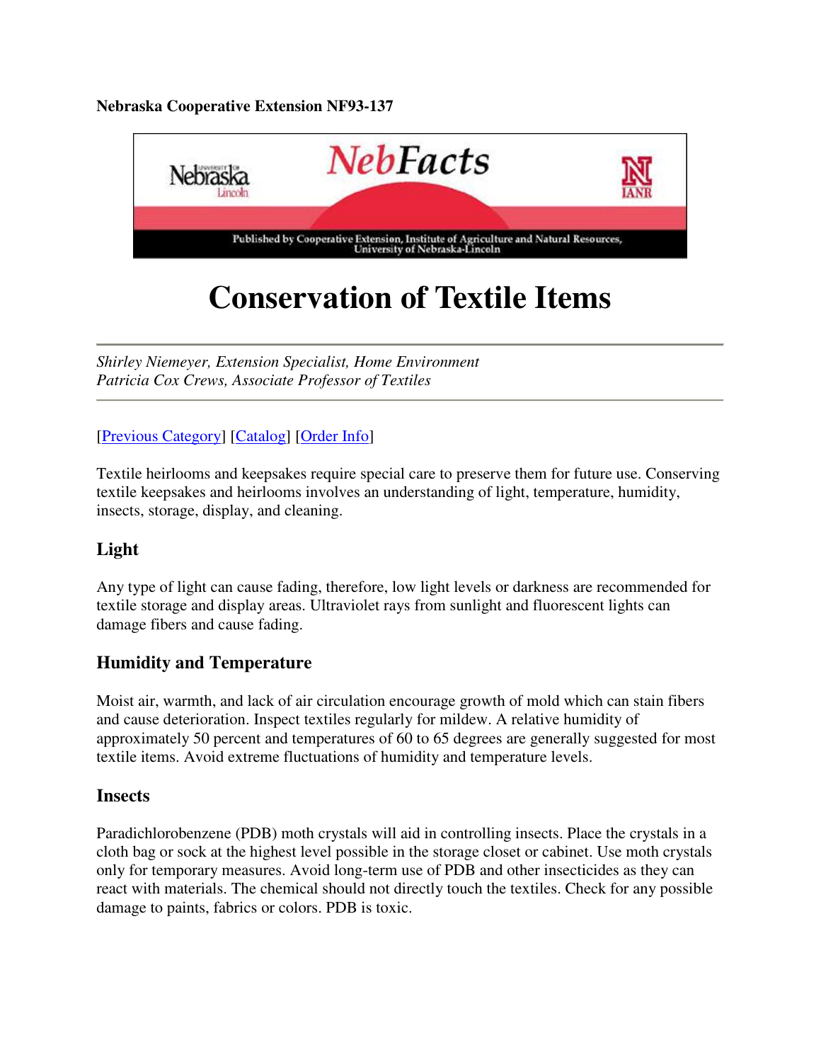**Nebraska Cooperative Extension NF93-137**

# Conservation of Textile Items

*Shirley Niemeyer, Extension Specialist, Home Environment*
*Patricia Cox Crews, Associate Professor of Textiles*

[Previous Category] [Catalog] [Order Info]

Textile heirlooms and keepsakes require special care to preserve them for future use. Conserving textile keepsakes and heirlooms involves an understanding of light, temperature, humidity, insects, storage, display, and cleaning.

## Light

Any type of light can cause fading, therefore, low light levels or darkness are recommended for textile storage and display areas. Ultraviolet rays from sunlight and fluorescent lights can damage fibers and cause fading.

## Humidity and Temperature

Moist air, warmth, and lack of air circulation encourage growth of mold which can stain fibers and cause deterioration. Inspect textiles regularly for mildew. A relative humidity of approximately 50 percent and temperatures of 60 to 65 degrees are generally suggested for most textile items. Avoid extreme fluctuations of humidity and temperature levels.

## Insects

Paradichlorobenzene (PDB) moth crystals will aid in controlling insects. Place the crystals in a cloth bag or sock at the highest level possible in the storage closet or cabinet. Use moth crystals only for temporary measures. Avoid long-term use of PDB and other insecticides as they can react with materials. The chemical should not directly touch the textiles. Check for any possible damage to paints, fabrics or colors. PDB is toxic.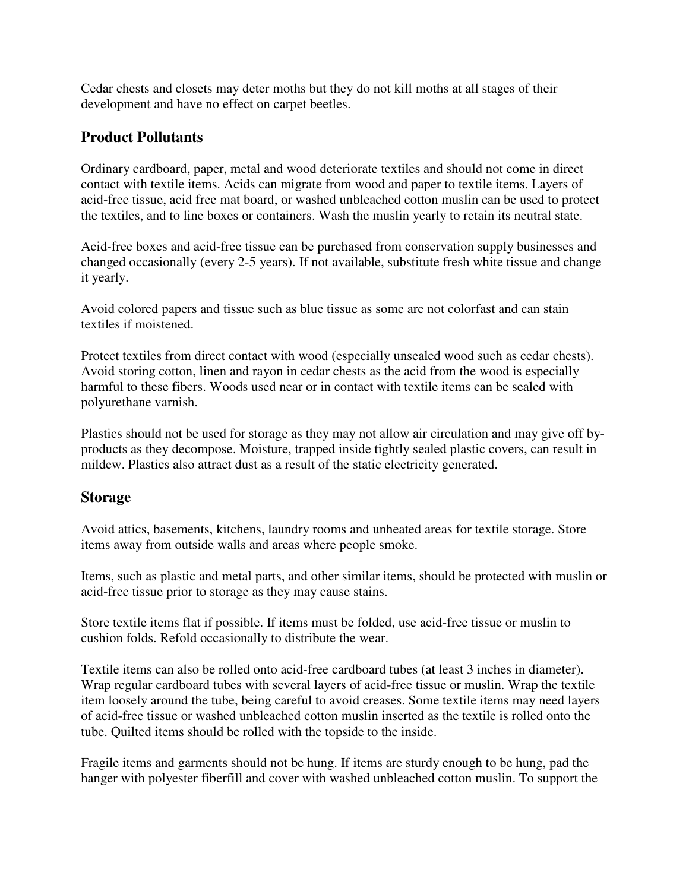Cedar chests and closets may deter moths but they do not kill moths at all stages of their development and have no effect on carpet beetles.

## Product Pollutants

Ordinary cardboard, paper, metal and wood deteriorate textiles and should not come in direct contact with textile items. Acids can migrate from wood and paper to textile items. Layers of acid-free tissue, acid free mat board, or washed unbleached cotton muslin can be used to protect the textiles, and to line boxes or containers. Wash the muslin yearly to retain its neutral state.

Acid-free boxes and acid-free tissue can be purchased from conservation supply businesses and changed occasionally (every 2-5 years). If not available, substitute fresh white tissue and change it yearly.

Avoid colored papers and tissue such as blue tissue as some are not colorfast and can stain textiles if moistened.

Protect textiles from direct contact with wood (especially unsealed wood such as cedar chests). Avoid storing cotton, linen and rayon in cedar chests as the acid from the wood is especially harmful to these fibers. Woods used near or in contact with textile items can be sealed with polyurethane varnish.

Plastics should not be used for storage as they may not allow air circulation and may give off by-products as they decompose. Moisture, trapped inside tightly sealed plastic covers, can result in mildew. Plastics also attract dust as a result of the static electricity generated.

## Storage

Avoid attics, basements, kitchens, laundry rooms and unheated areas for textile storage. Store items away from outside walls and areas where people smoke.

Items, such as plastic and metal parts, and other similar items, should be protected with muslin or acid-free tissue prior to storage as they may cause stains.

Store textile items flat if possible. If items must be folded, use acid-free tissue or muslin to cushion folds. Refold occasionally to distribute the wear.

Textile items can also be rolled onto acid-free cardboard tubes (at least 3 inches in diameter). Wrap regular cardboard tubes with several layers of acid-free tissue or muslin. Wrap the textile item loosely around the tube, being careful to avoid creases. Some textile items may need layers of acid-free tissue or washed unbleached cotton muslin inserted as the textile is rolled onto the tube. Quilted items should be rolled with the topside to the inside.

Fragile items and garments should not be hung. If items are sturdy enough to be hung, pad the hanger with polyester fiberfill and cover with washed unbleached cotton muslin. To support the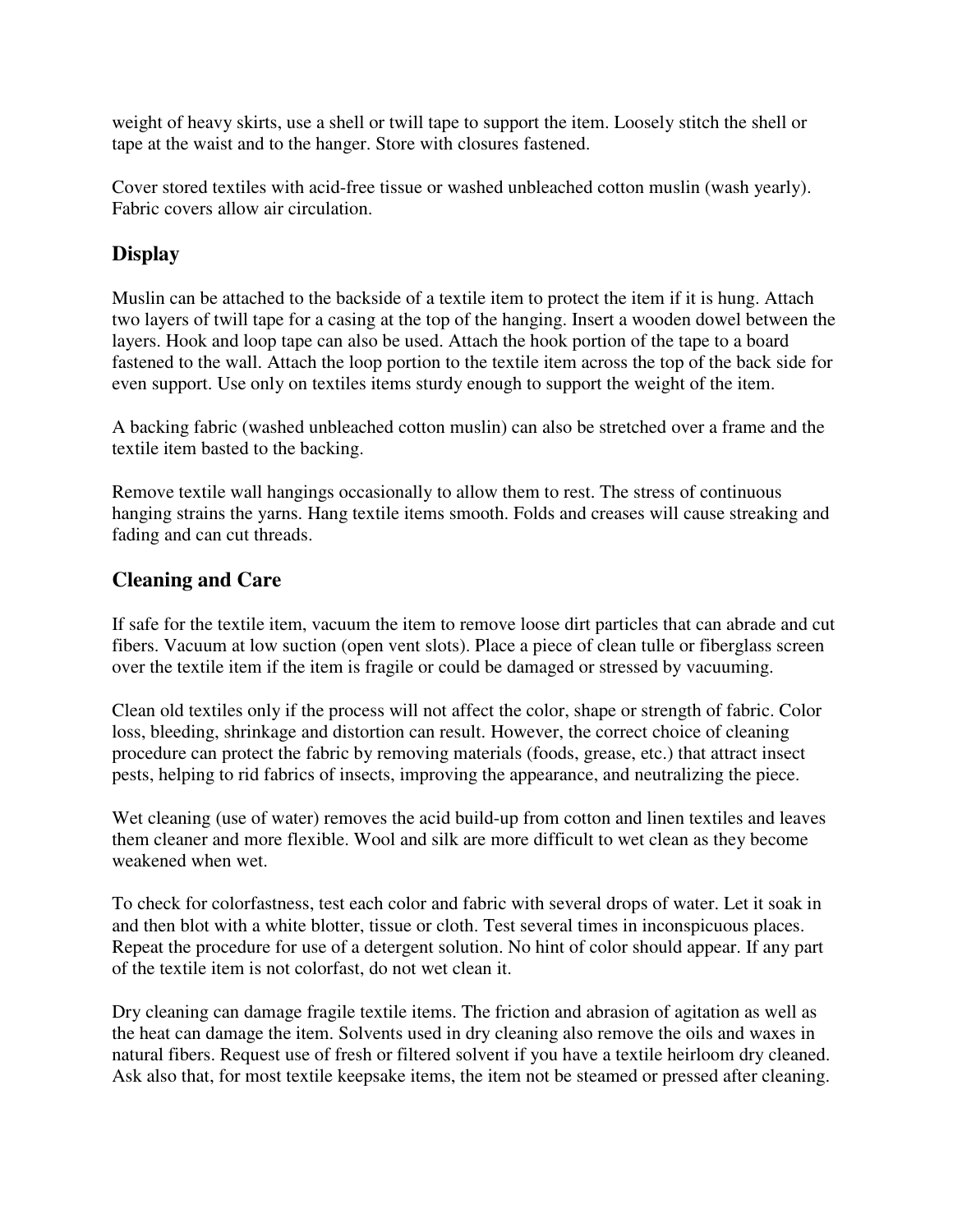weight of heavy skirts, use a shell or twill tape to support the item. Loosely stitch the shell or tape at the waist and to the hanger. Store with closures fastened.

Cover stored textiles with acid-free tissue or washed unbleached cotton muslin (wash yearly). Fabric covers allow air circulation.

## Display

Muslin can be attached to the backside of a textile item to protect the item if it is hung. Attach two layers of twill tape for a casing at the top of the hanging. Insert a wooden dowel between the layers. Hook and loop tape can also be used. Attach the hook portion of the tape to a board fastened to the wall. Attach the loop portion to the textile item across the top of the back side for even support. Use only on textiles items sturdy enough to support the weight of the item.

A backing fabric (washed unbleached cotton muslin) can also be stretched over a frame and the textile item basted to the backing.

Remove textile wall hangings occasionally to allow them to rest. The stress of continuous hanging strains the yarns. Hang textile items smooth. Folds and creases will cause streaking and fading and can cut threads.

## Cleaning and Care

If safe for the textile item, vacuum the item to remove loose dirt particles that can abrade and cut fibers. Vacuum at low suction (open vent slots). Place a piece of clean tulle or fiberglass screen over the textile item if the item is fragile or could be damaged or stressed by vacuuming.

Clean old textiles only if the process will not affect the color, shape or strength of fabric. Color loss, bleeding, shrinkage and distortion can result. However, the correct choice of cleaning procedure can protect the fabric by removing materials (foods, grease, etc.) that attract insect pests, helping to rid fabrics of insects, improving the appearance, and neutralizing the piece.

Wet cleaning (use of water) removes the acid build-up from cotton and linen textiles and leaves them cleaner and more flexible. Wool and silk are more difficult to wet clean as they become weakened when wet.

To check for colorfastness, test each color and fabric with several drops of water. Let it soak in and then blot with a white blotter, tissue or cloth. Test several times in inconspicuous places. Repeat the procedure for use of a detergent solution. No hint of color should appear. If any part of the textile item is not colorfast, do not wet clean it.

Dry cleaning can damage fragile textile items. The friction and abrasion of agitation as well as the heat can damage the item. Solvents used in dry cleaning also remove the oils and waxes in natural fibers. Request use of fresh or filtered solvent if you have a textile heirloom dry cleaned. Ask also that, for most textile keepsake items, the item not be steamed or pressed after cleaning.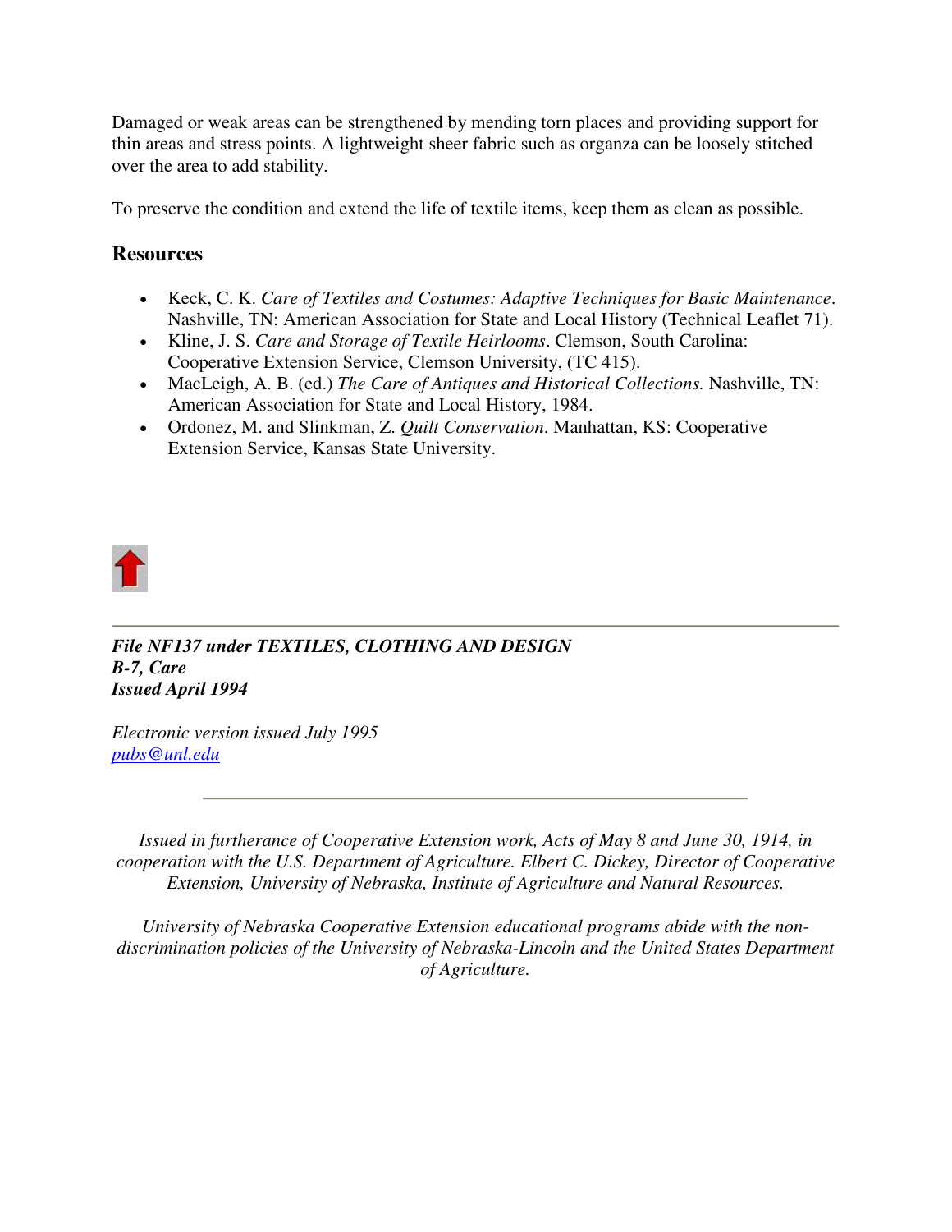Damaged or weak areas can be strengthened by mending torn places and providing support for thin areas and stress points. A lightweight sheer fabric such as organza can be loosely stitched over the area to add stability.

To preserve the condition and extend the life of textile items, keep them as clean as possible.

## Resources

- Keck, C. K. *Care of Textiles and Costumes: Adaptive Techniques for Basic Maintenance*. Nashville, TN: American Association for State and Local History (Technical Leaflet 71).
- Kline, J. S. *Care and Storage of Textile Heirlooms*. Clemson, South Carolina: Cooperative Extension Service, Clemson University, (TC 415).
- MacLeigh, A. B. (ed.) *The Care of Antiques and Historical Collections.* Nashville, TN: American Association for State and Local History, 1984.
- Ordonez, M. and Slinkman, Z. *Quilt Conservation*. Manhattan, KS: Cooperative Extension Service, Kansas State University.

---

***File NF137 under TEXTILES, CLOTHING AND DESIGN***
***B-7, Care***
***Issued April 1994***

*Electronic version issued July 1995*
*pubs@unl.edu*

---

*Issued in furtherance of Cooperative Extension work, Acts of May 8 and June 30, 1914, in cooperation with the U.S. Department of Agriculture. Elbert C. Dickey, Director of Cooperative Extension, University of Nebraska, Institute of Agriculture and Natural Resources.*

*University of Nebraska Cooperative Extension educational programs abide with the non-discrimination policies of the University of Nebraska-Lincoln and the United States Department of Agriculture.*